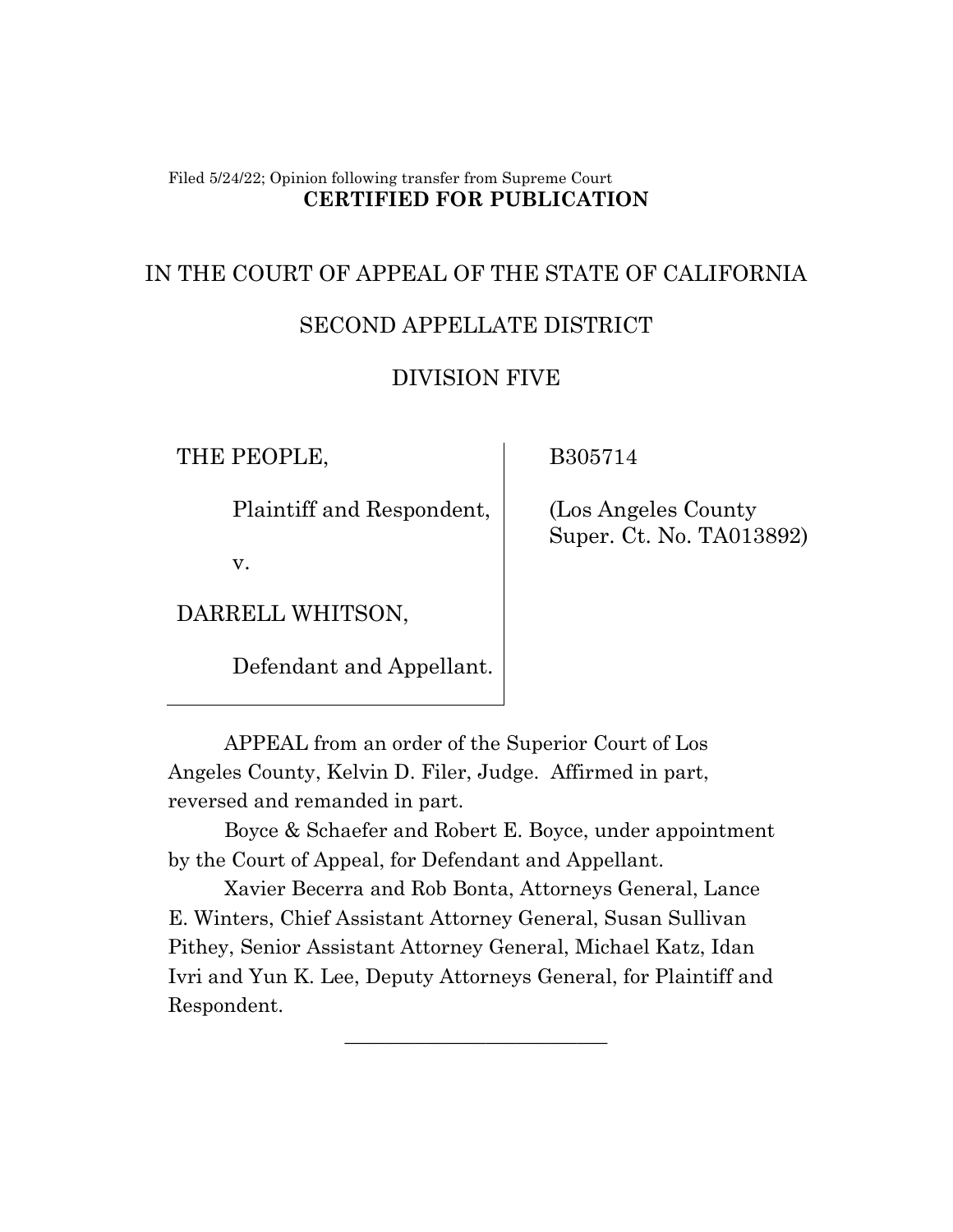Filed 5/24/22; Opinion following transfer from Supreme Court

**CERTIFIED FOR PUBLICATION**

IN THE COURT OF APPEAL OF THE STATE OF CALIFORNIA

SECOND APPELLATE DISTRICT

DIVISION FIVE

| | |
|---|---|
| THE PEOPLE,<br><br>Plaintiff and Respondent,<br><br>v.<br><br>DARRELL WHITSON,<br><br>Defendant and Appellant. | B305714<br><br>(Los Angeles County Super. Ct. No. TA013892) |

APPEAL from an order of the Superior Court of Los Angeles County, Kelvin D. Filer, Judge. Affirmed in part, reversed and remanded in part.

Boyce & Schaefer and Robert E. Boyce, under appointment by the Court of Appeal, for Defendant and Appellant.

Xavier Becerra and Rob Bonta, Attorneys General, Lance E. Winters, Chief Assistant Attorney General, Susan Sullivan Pithey, Senior Assistant Attorney General, Michael Katz, Idan Ivri and Yun K. Lee, Deputy Attorneys General, for Plaintiff and Respondent.

\_\_\_\_\_\_\_\_\_\_\_\_\_\_\_\_\_\_\_\_\_\_\_\_\_\_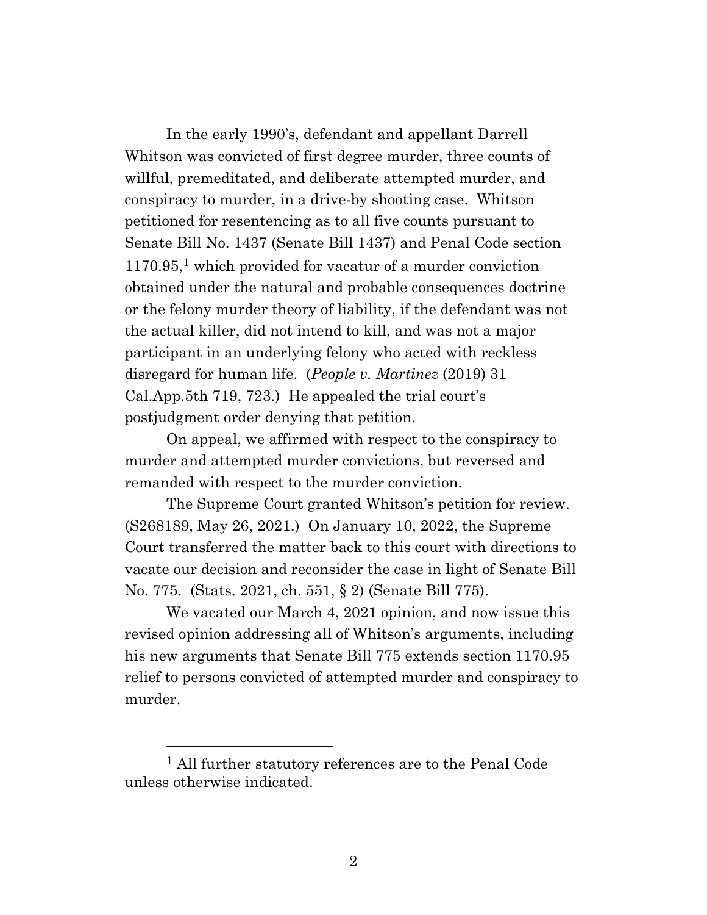In the early 1990's, defendant and appellant Darrell Whitson was convicted of first degree murder, three counts of willful, premeditated, and deliberate attempted murder, and conspiracy to murder, in a drive-by shooting case. Whitson petitioned for resentencing as to all five counts pursuant to Senate Bill No. 1437 (Senate Bill 1437) and Penal Code section 1170.95,[1] which provided for vacatur of a murder conviction obtained under the natural and probable consequences doctrine or the felony murder theory of liability, if the defendant was not the actual killer, did not intend to kill, and was not a major participant in an underlying felony who acted with reckless disregard for human life. (*People v. Martinez* (2019) 31 Cal.App.5th 719, 723.) He appealed the trial court's postjudgment order denying that petition.

On appeal, we affirmed with respect to the conspiracy to murder and attempted murder convictions, but reversed and remanded with respect to the murder conviction.

The Supreme Court granted Whitson's petition for review. (S268189, May 26, 2021.) On January 10, 2022, the Supreme Court transferred the matter back to this court with directions to vacate our decision and reconsider the case in light of Senate Bill No. 775. (Stats. 2021, ch. 551, § 2) (Senate Bill 775).

We vacated our March 4, 2021 opinion, and now issue this revised opinion addressing all of Whitson's arguments, including his new arguments that Senate Bill 775 extends section 1170.95 relief to persons convicted of attempted murder and conspiracy to murder.

---

[1] All further statutory references are to the Penal Code unless otherwise indicated.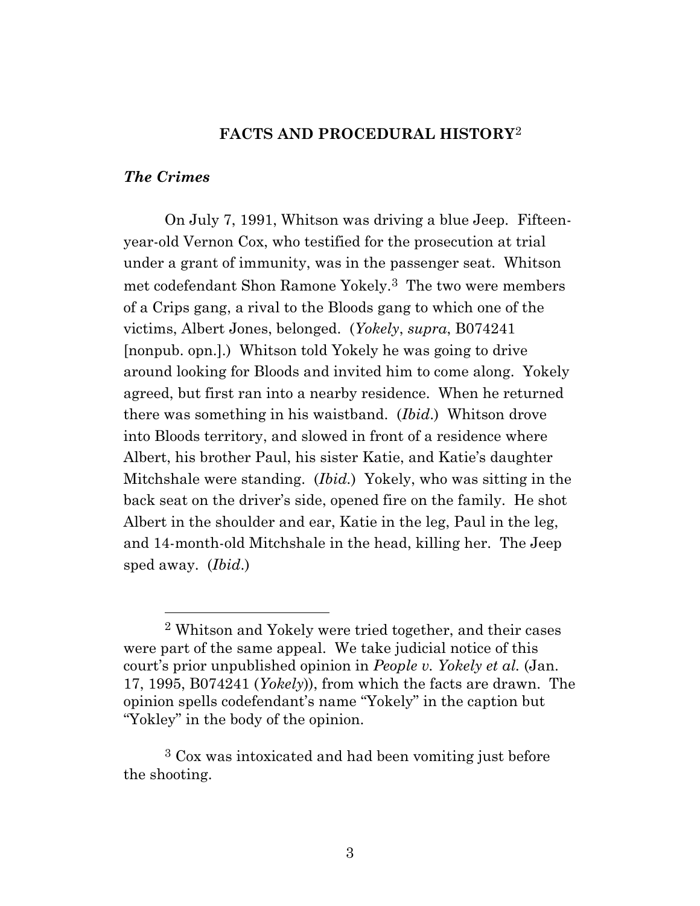## FACTS AND PROCEDURAL HISTORY[2]

### *The Crimes*

On July 7, 1991, Whitson was driving a blue Jeep. Fifteen-year-old Vernon Cox, who testified for the prosecution at trial under a grant of immunity, was in the passenger seat. Whitson met codefendant Shon Ramone Yokely.[3] The two were members of a Crips gang, a rival to the Bloods gang to which one of the victims, Albert Jones, belonged. (*Yokely*, *supra*, B074241 [nonpub. opn.].) Whitson told Yokely he was going to drive around looking for Bloods and invited him to come along. Yokely agreed, but first ran into a nearby residence. When he returned there was something in his waistband. (*Ibid*.) Whitson drove into Bloods territory, and slowed in front of a residence where Albert, his brother Paul, his sister Katie, and Katie's daughter Mitchshale were standing. (*Ibid.*) Yokely, who was sitting in the back seat on the driver's side, opened fire on the family. He shot Albert in the shoulder and ear, Katie in the leg, Paul in the leg, and 14-month-old Mitchshale in the head, killing her. The Jeep sped away. (*Ibid*.)

---

[2] Whitson and Yokely were tried together, and their cases were part of the same appeal. We take judicial notice of this court's prior unpublished opinion in *People v. Yokely et al.* (Jan. 17, 1995, B074241 (*Yokely*)), from which the facts are drawn. The opinion spells codefendant's name "Yokely" in the caption but "Yokley" in the body of the opinion.

[3] Cox was intoxicated and had been vomiting just before the shooting.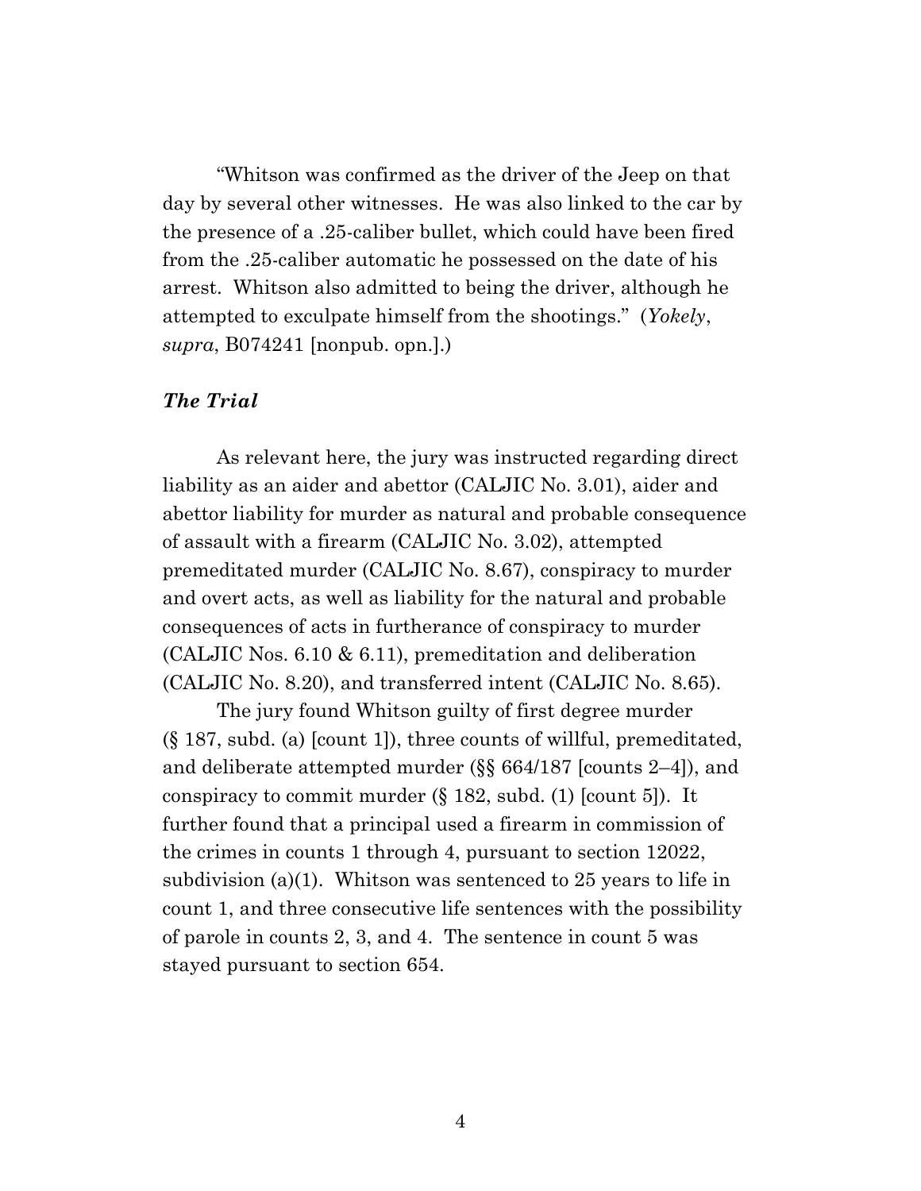"Whitson was confirmed as the driver of the Jeep on that day by several other witnesses. He was also linked to the car by the presence of a .25-caliber bullet, which could have been fired from the .25-caliber automatic he possessed on the date of his arrest. Whitson also admitted to being the driver, although he attempted to exculpate himself from the shootings." (*Yokely*, *supra*, B074241 [nonpub. opn.].)

### *The Trial*

As relevant here, the jury was instructed regarding direct liability as an aider and abettor (CALJIC No. 3.01), aider and abettor liability for murder as natural and probable consequence of assault with a firearm (CALJIC No. 3.02), attempted premeditated murder (CALJIC No. 8.67), conspiracy to murder and overt acts, as well as liability for the natural and probable consequences of acts in furtherance of conspiracy to murder (CALJIC Nos. 6.10 & 6.11), premeditation and deliberation (CALJIC No. 8.20), and transferred intent (CALJIC No. 8.65).

The jury found Whitson guilty of first degree murder (§ 187, subd. (a) [count 1]), three counts of willful, premeditated, and deliberate attempted murder (§§ 664/187 [counts 2–4]), and conspiracy to commit murder (§ 182, subd. (1) [count 5]). It further found that a principal used a firearm in commission of the crimes in counts 1 through 4, pursuant to section 12022, subdivision (a)(1). Whitson was sentenced to 25 years to life in count 1, and three consecutive life sentences with the possibility of parole in counts 2, 3, and 4. The sentence in count 5 was stayed pursuant to section 654.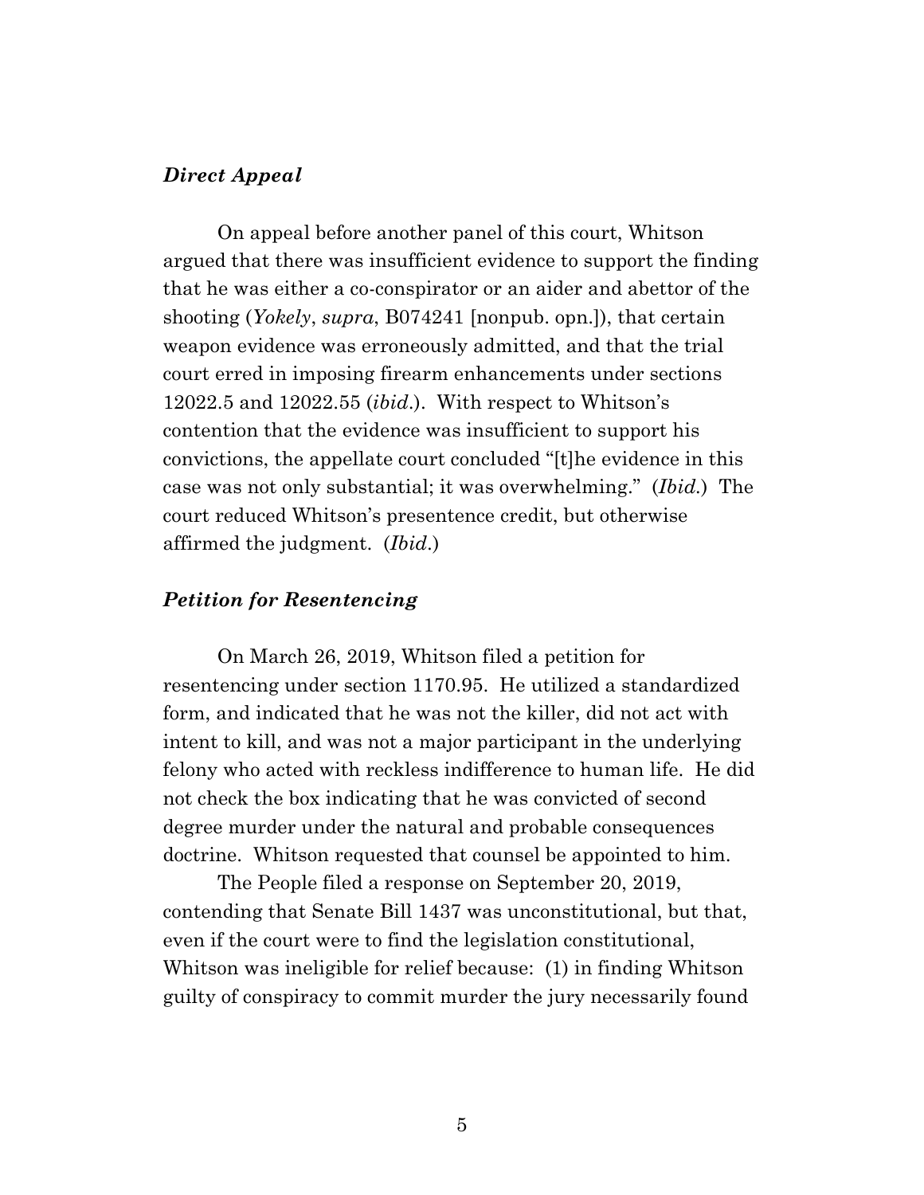### *Direct Appeal*

On appeal before another panel of this court, Whitson argued that there was insufficient evidence to support the finding that he was either a co-conspirator or an aider and abettor of the shooting (*Yokely*, *supra*, B074241 [nonpub. opn.]), that certain weapon evidence was erroneously admitted, and that the trial court erred in imposing firearm enhancements under sections 12022.5 and 12022.55 (*ibid.*). With respect to Whitson's contention that the evidence was insufficient to support his convictions, the appellate court concluded "[t]he evidence in this case was not only substantial; it was overwhelming." (*Ibid.*) The court reduced Whitson's presentence credit, but otherwise affirmed the judgment. (*Ibid.*)

### *Petition for Resentencing*

On March 26, 2019, Whitson filed a petition for resentencing under section 1170.95. He utilized a standardized form, and indicated that he was not the killer, did not act with intent to kill, and was not a major participant in the underlying felony who acted with reckless indifference to human life. He did not check the box indicating that he was convicted of second degree murder under the natural and probable consequences doctrine. Whitson requested that counsel be appointed to him.

The People filed a response on September 20, 2019, contending that Senate Bill 1437 was unconstitutional, but that, even if the court were to find the legislation constitutional, Whitson was ineligible for relief because: (1) in finding Whitson guilty of conspiracy to commit murder the jury necessarily found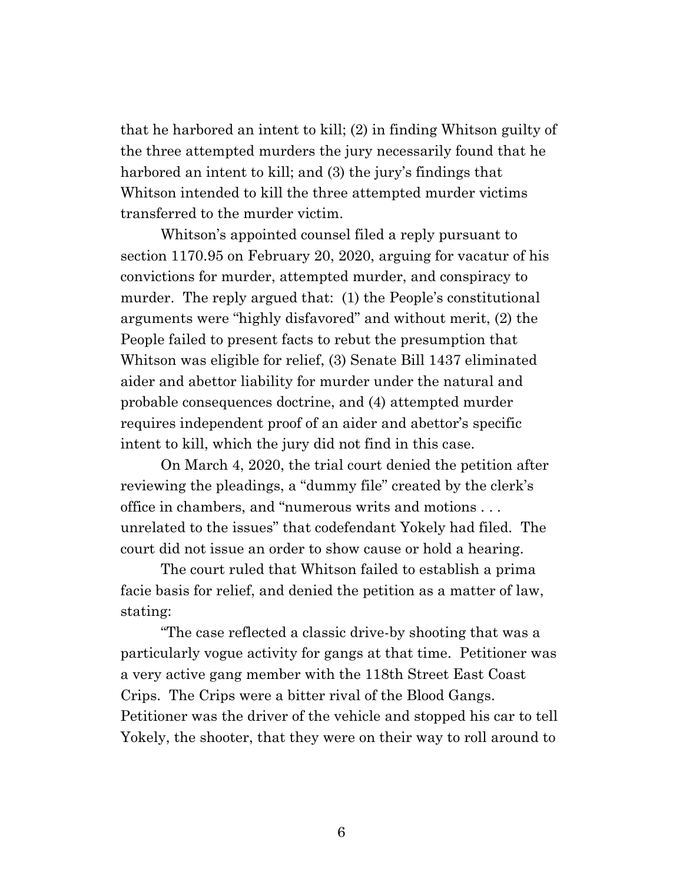that he harbored an intent to kill; (2) in finding Whitson guilty of the three attempted murders the jury necessarily found that he harbored an intent to kill; and (3) the jury's findings that Whitson intended to kill the three attempted murder victims transferred to the murder victim.

Whitson's appointed counsel filed a reply pursuant to section 1170.95 on February 20, 2020, arguing for vacatur of his convictions for murder, attempted murder, and conspiracy to murder. The reply argued that: (1) the People's constitutional arguments were "highly disfavored" and without merit, (2) the People failed to present facts to rebut the presumption that Whitson was eligible for relief, (3) Senate Bill 1437 eliminated aider and abettor liability for murder under the natural and probable consequences doctrine, and (4) attempted murder requires independent proof of an aider and abettor's specific intent to kill, which the jury did not find in this case.

On March 4, 2020, the trial court denied the petition after reviewing the pleadings, a "dummy file" created by the clerk's office in chambers, and "numerous writs and motions . . . unrelated to the issues" that codefendant Yokely had filed. The court did not issue an order to show cause or hold a hearing.

The court ruled that Whitson failed to establish a prima facie basis for relief, and denied the petition as a matter of law, stating:

"The case reflected a classic drive-by shooting that was a particularly vogue activity for gangs at that time. Petitioner was a very active gang member with the 118th Street East Coast Crips. The Crips were a bitter rival of the Blood Gangs. Petitioner was the driver of the vehicle and stopped his car to tell Yokely, the shooter, that they were on their way to roll around to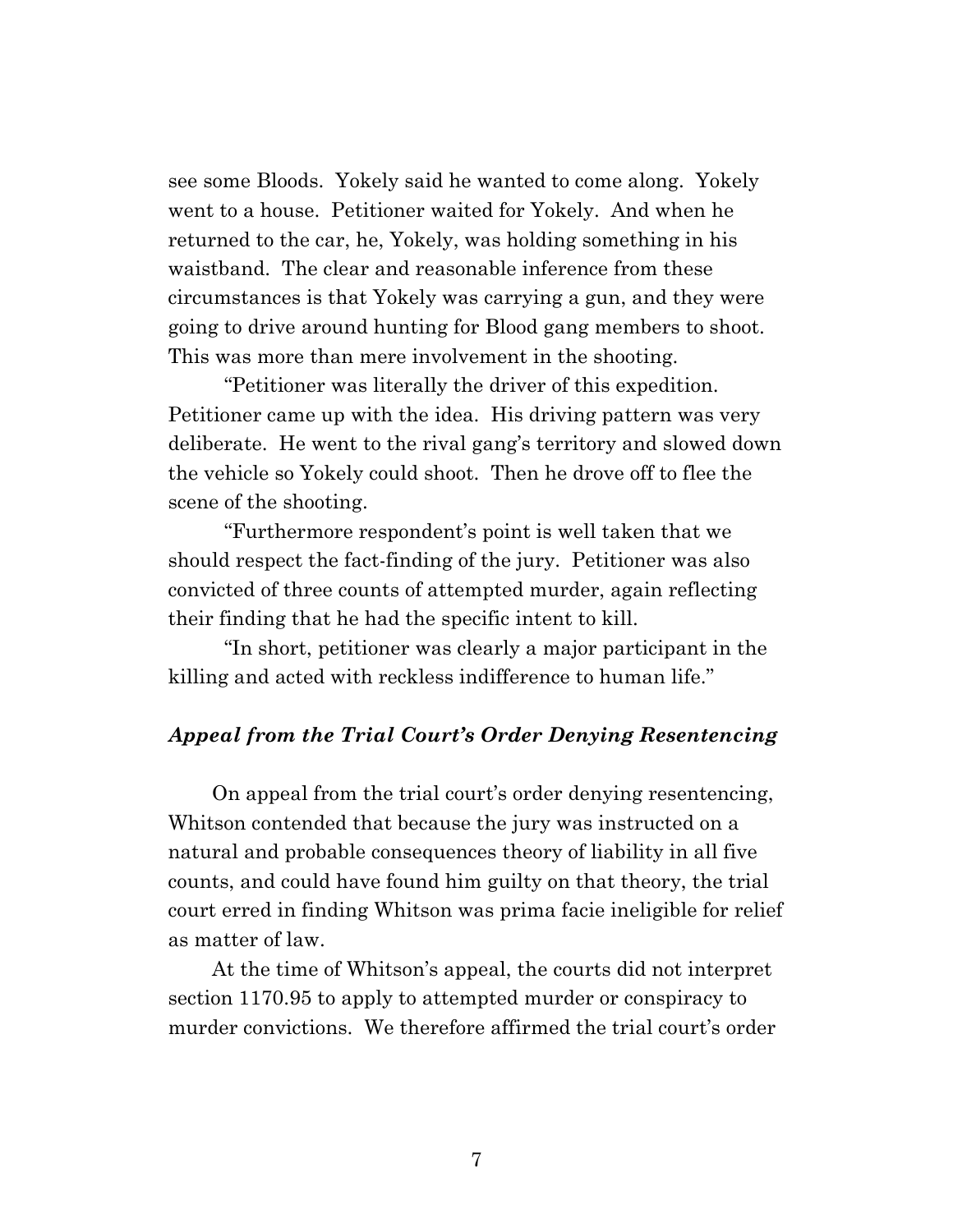see some Bloods. Yokely said he wanted to come along. Yokely went to a house. Petitioner waited for Yokely. And when he returned to the car, he, Yokely, was holding something in his waistband. The clear and reasonable inference from these circumstances is that Yokely was carrying a gun, and they were going to drive around hunting for Blood gang members to shoot. This was more than mere involvement in the shooting.

"Petitioner was literally the driver of this expedition. Petitioner came up with the idea. His driving pattern was very deliberate. He went to the rival gang's territory and slowed down the vehicle so Yokely could shoot. Then he drove off to flee the scene of the shooting.

"Furthermore respondent's point is well taken that we should respect the fact-finding of the jury. Petitioner was also convicted of three counts of attempted murder, again reflecting their finding that he had the specific intent to kill.

"In short, petitioner was clearly a major participant in the killing and acted with reckless indifference to human life."

### *Appeal from the Trial Court's Order Denying Resentencing*

On appeal from the trial court's order denying resentencing, Whitson contended that because the jury was instructed on a natural and probable consequences theory of liability in all five counts, and could have found him guilty on that theory, the trial court erred in finding Whitson was prima facie ineligible for relief as matter of law.

At the time of Whitson's appeal, the courts did not interpret section 1170.95 to apply to attempted murder or conspiracy to murder convictions. We therefore affirmed the trial court's order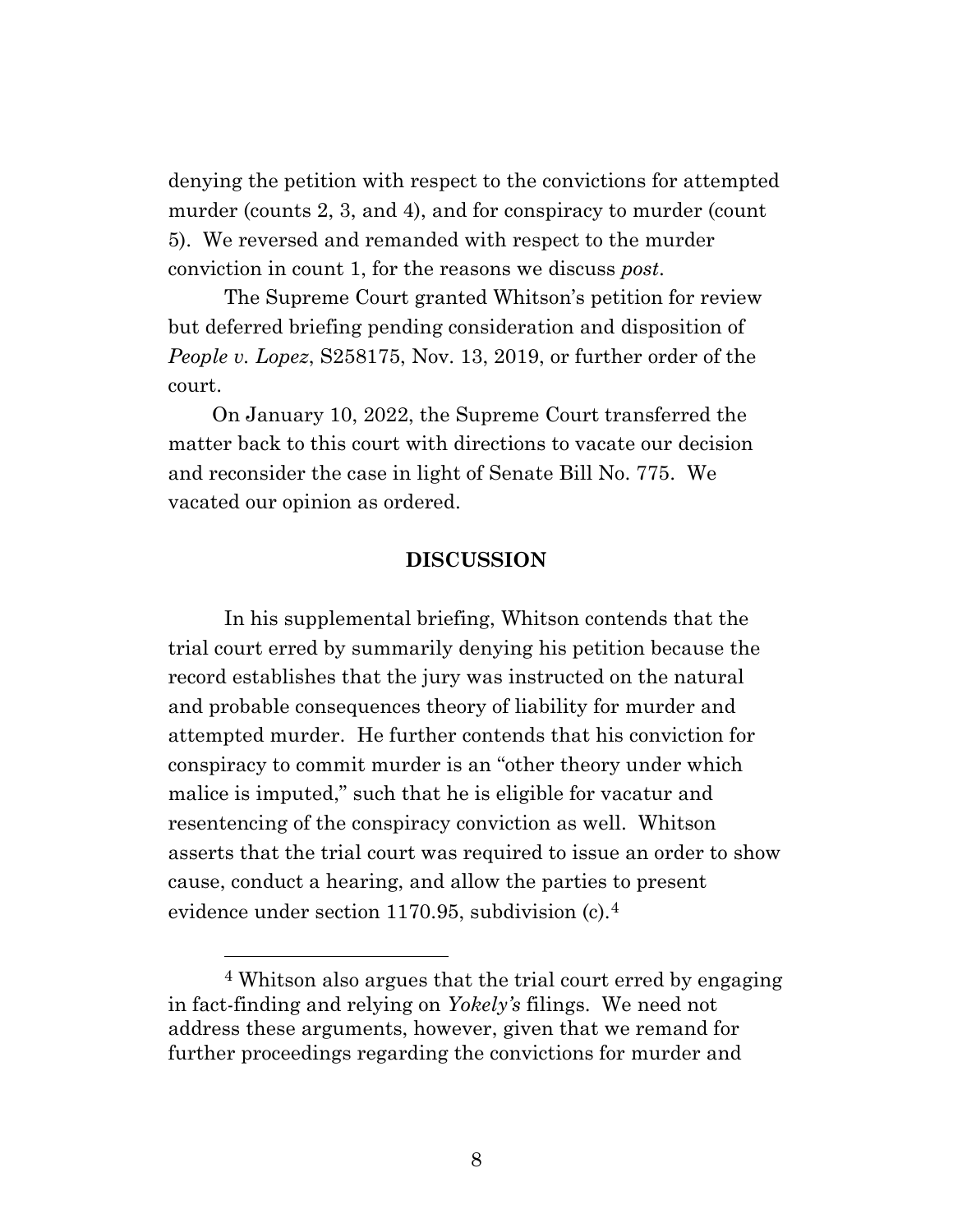denying the petition with respect to the convictions for attempted murder (counts 2, 3, and 4), and for conspiracy to murder (count 5). We reversed and remanded with respect to the murder conviction in count 1, for the reasons we discuss *post*.

The Supreme Court granted Whitson's petition for review but deferred briefing pending consideration and disposition of *People v. Lopez*, S258175, Nov. 13, 2019, or further order of the court.

On January 10, 2022, the Supreme Court transferred the matter back to this court with directions to vacate our decision and reconsider the case in light of Senate Bill No. 775. We vacated our opinion as ordered.

## DISCUSSION

In his supplemental briefing, Whitson contends that the trial court erred by summarily denying his petition because the record establishes that the jury was instructed on the natural and probable consequences theory of liability for murder and attempted murder. He further contends that his conviction for conspiracy to commit murder is an "other theory under which malice is imputed," such that he is eligible for vacatur and resentencing of the conspiracy conviction as well. Whitson asserts that the trial court was required to issue an order to show cause, conduct a hearing, and allow the parties to present evidence under section 1170.95, subdivision (c).[4]

---

[4] Whitson also argues that the trial court erred by engaging in fact-finding and relying on *Yokely's* filings. We need not address these arguments, however, given that we remand for further proceedings regarding the convictions for murder and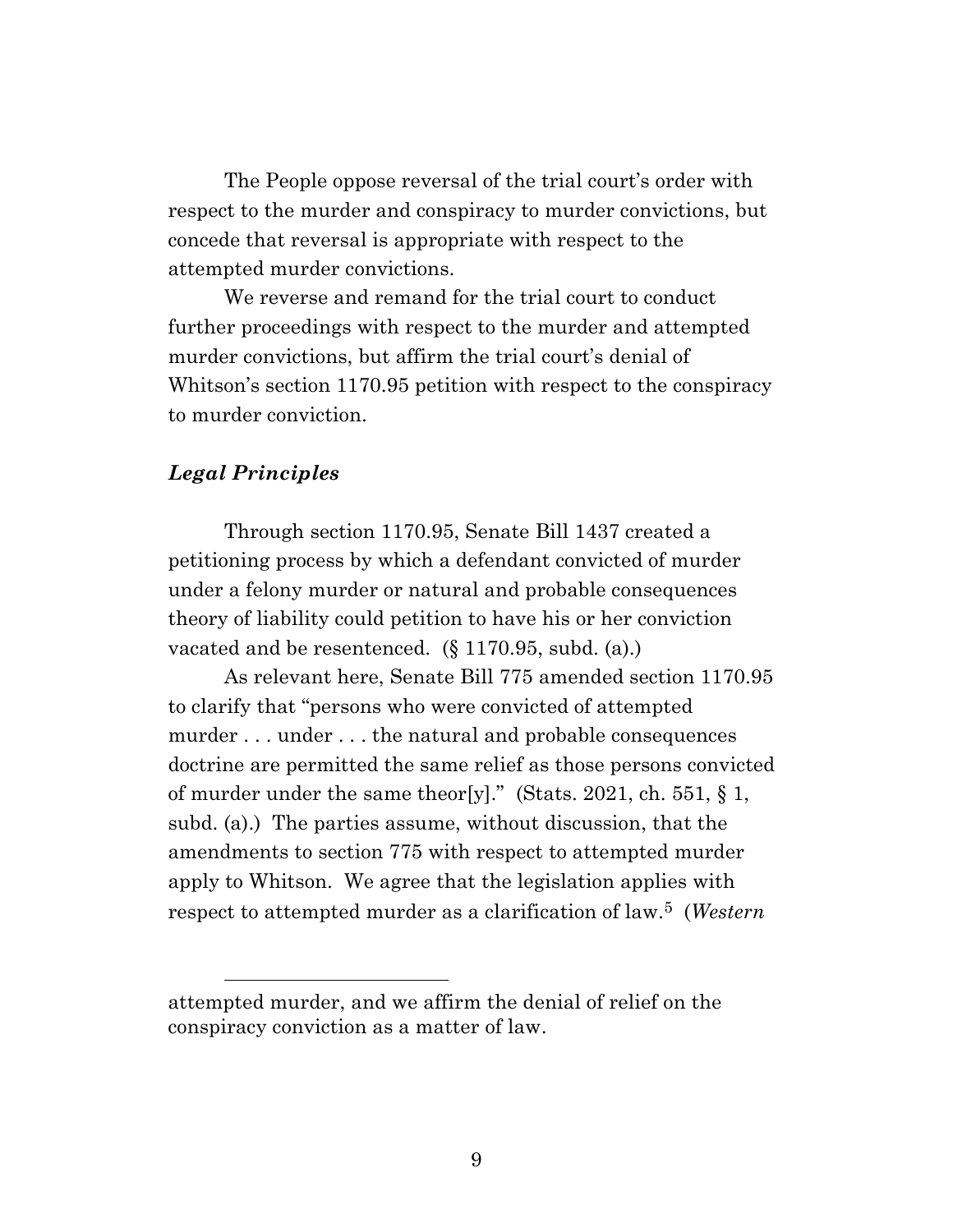The People oppose reversal of the trial court's order with respect to the murder and conspiracy to murder convictions, but concede that reversal is appropriate with respect to the attempted murder convictions.

We reverse and remand for the trial court to conduct further proceedings with respect to the murder and attempted murder convictions, but affirm the trial court's denial of Whitson's section 1170.95 petition with respect to the conspiracy to murder conviction.

### *Legal Principles*

Through section 1170.95, Senate Bill 1437 created a petitioning process by which a defendant convicted of murder under a felony murder or natural and probable consequences theory of liability could petition to have his or her conviction vacated and be resentenced. (§ 1170.95, subd. (a).)

As relevant here, Senate Bill 775 amended section 1170.95 to clarify that "persons who were convicted of attempted murder . . . under . . . the natural and probable consequences doctrine are permitted the same relief as those persons convicted of murder under the same theor[y]." (Stats. 2021, ch. 551, § 1, subd. (a).) The parties assume, without discussion, that the amendments to section 775 with respect to attempted murder apply to Whitson. We agree that the legislation applies with respect to attempted murder as a clarification of law.[5] (*Western*

---

attempted murder, and we affirm the denial of relief on the conspiracy conviction as a matter of law.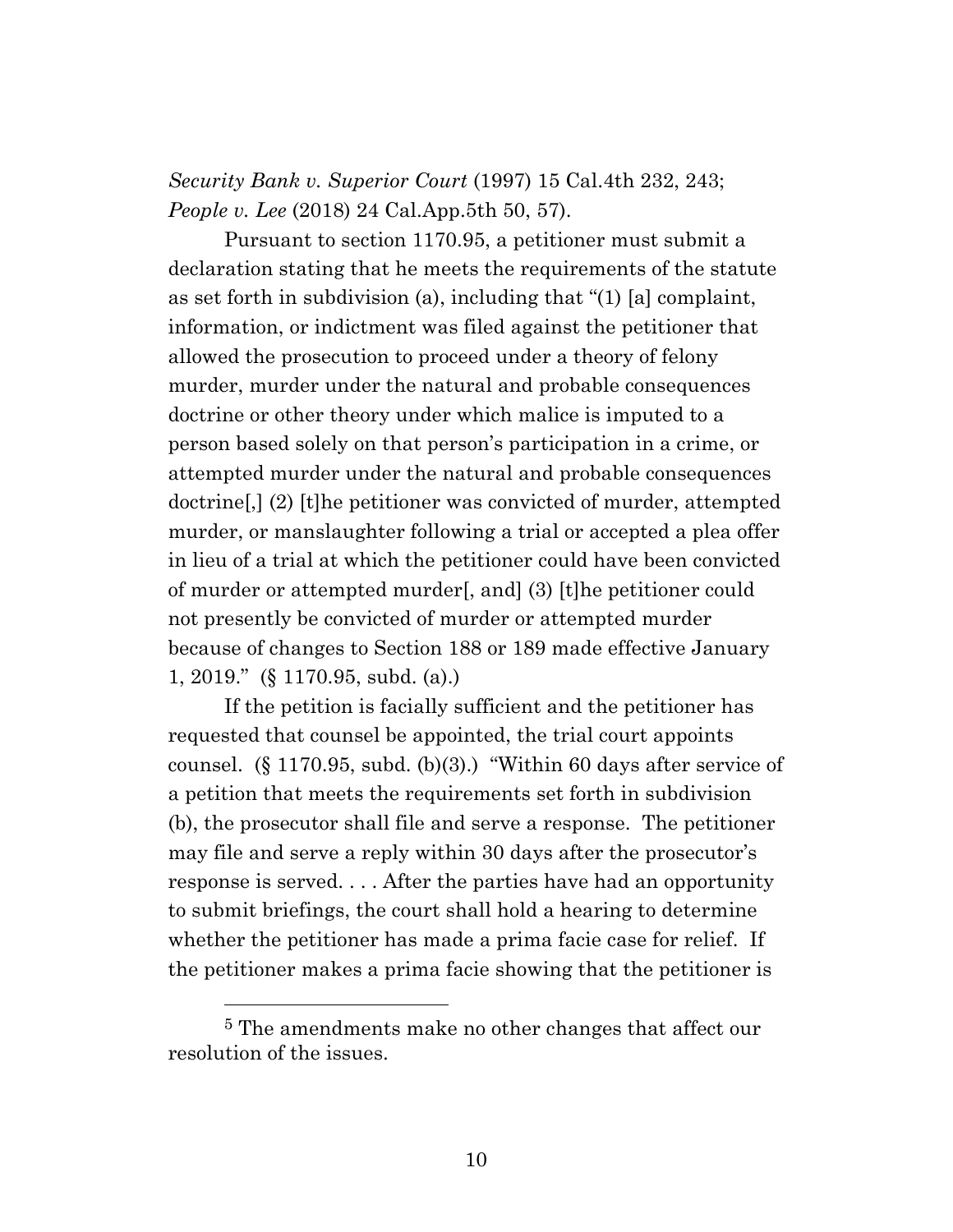*Security Bank v. Superior Court* (1997) 15 Cal.4th 232, 243; *People v. Lee* (2018) 24 Cal.App.5th 50, 57).

Pursuant to section 1170.95, a petitioner must submit a declaration stating that he meets the requirements of the statute as set forth in subdivision (a), including that "(1) [a] complaint, information, or indictment was filed against the petitioner that allowed the prosecution to proceed under a theory of felony murder, murder under the natural and probable consequences doctrine or other theory under which malice is imputed to a person based solely on that person's participation in a crime, or attempted murder under the natural and probable consequences doctrine[,] (2) [t]he petitioner was convicted of murder, attempted murder, or manslaughter following a trial or accepted a plea offer in lieu of a trial at which the petitioner could have been convicted of murder or attempted murder[, and] (3) [t]he petitioner could not presently be convicted of murder or attempted murder because of changes to Section 188 or 189 made effective January 1, 2019." (§ 1170.95, subd. (a).)

If the petition is facially sufficient and the petitioner has requested that counsel be appointed, the trial court appoints counsel. (§ 1170.95, subd. (b)(3).) "Within 60 days after service of a petition that meets the requirements set forth in subdivision (b), the prosecutor shall file and serve a response. The petitioner may file and serve a reply within 30 days after the prosecutor's response is served. . . . After the parties have had an opportunity to submit briefings, the court shall hold a hearing to determine whether the petitioner has made a prima facie case for relief. If the petitioner makes a prima facie showing that the petitioner is

---

[5] The amendments make no other changes that affect our resolution of the issues.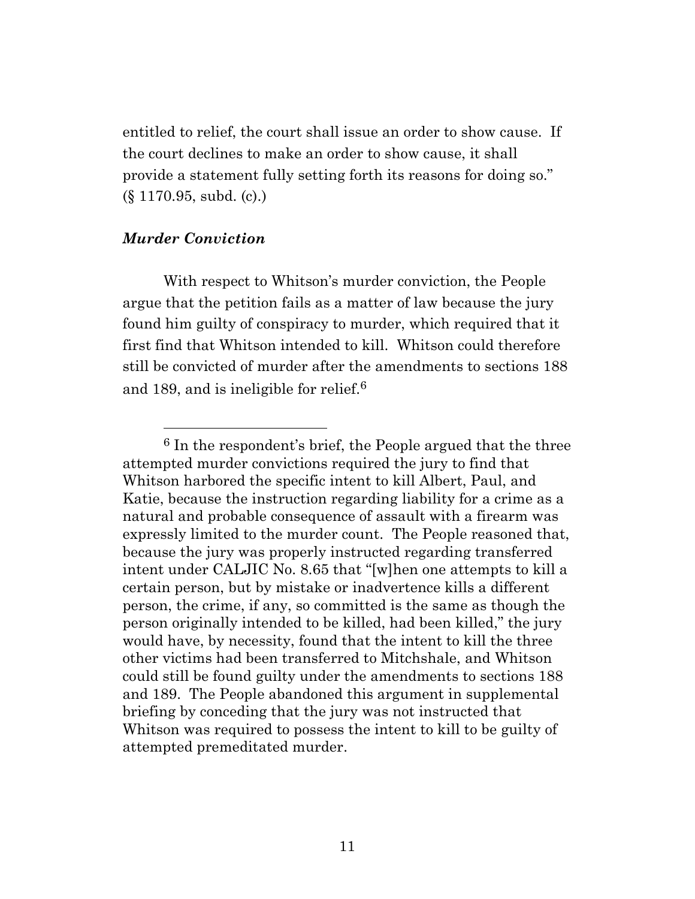entitled to relief, the court shall issue an order to show cause. If the court declines to make an order to show cause, it shall provide a statement fully setting forth its reasons for doing so." (§ 1170.95, subd. (c).)

***Murder Conviction***

With respect to Whitson's murder conviction, the People argue that the petition fails as a matter of law because the jury found him guilty of conspiracy to murder, which required that it first find that Whitson intended to kill. Whitson could therefore still be convicted of murder after the amendments to sections 188 and 189, and is ineligible for relief.[6]

---

[6] In the respondent's brief, the People argued that the three attempted murder convictions required the jury to find that Whitson harbored the specific intent to kill Albert, Paul, and Katie, because the instruction regarding liability for a crime as a natural and probable consequence of assault with a firearm was expressly limited to the murder count. The People reasoned that, because the jury was properly instructed regarding transferred intent under CALJIC No. 8.65 that "[w]hen one attempts to kill a certain person, but by mistake or inadvertence kills a different person, the crime, if any, so committed is the same as though the person originally intended to be killed, had been killed," the jury would have, by necessity, found that the intent to kill the three other victims had been transferred to Mitchshale, and Whitson could still be found guilty under the amendments to sections 188 and 189. The People abandoned this argument in supplemental briefing by conceding that the jury was not instructed that Whitson was required to possess the intent to kill to be guilty of attempted premeditated murder.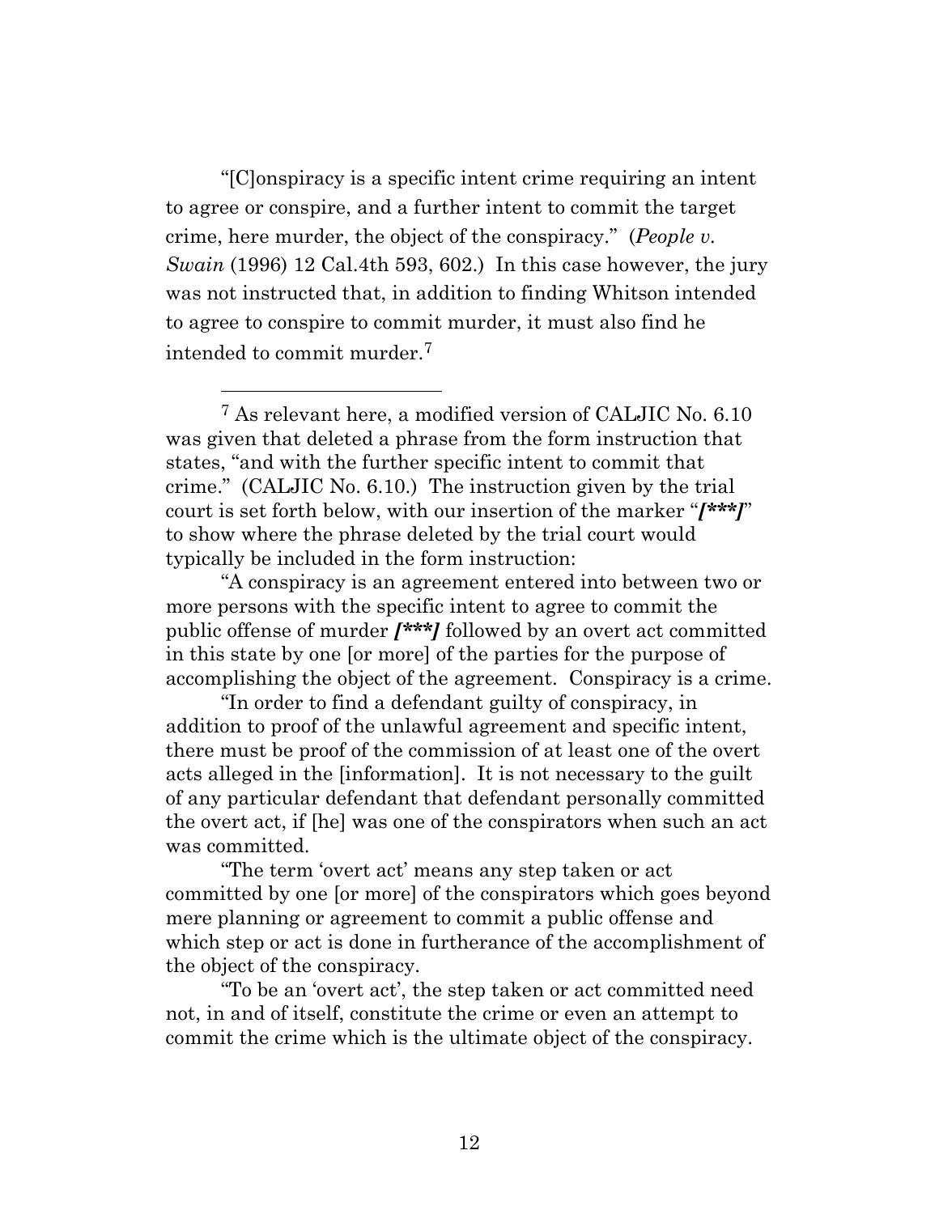"[C]onspiracy is a specific intent crime requiring an intent to agree or conspire, and a further intent to commit the target crime, here murder, the object of the conspiracy." (*People v. Swain* (1996) 12 Cal.4th 593, 602.) In this case however, the jury was not instructed that, in addition to finding Whitson intended to agree to conspire to commit murder, it must also find he intended to commit murder.[7]

---

[7] As relevant here, a modified version of CALJIC No. 6.10 was given that deleted a phrase from the form instruction that states, "and with the further specific intent to commit that crime." (CALJIC No. 6.10.) The instruction given by the trial court is set forth below, with our insertion of the marker "***[\*\*\*]***" to show where the phrase deleted by the trial court would typically be included in the form instruction:

"A conspiracy is an agreement entered into between two or more persons with the specific intent to agree to commit the public offense of murder ***[\*\*\*]*** followed by an overt act committed in this state by one [or more] of the parties for the purpose of accomplishing the object of the agreement. Conspiracy is a crime.

"In order to find a defendant guilty of conspiracy, in addition to proof of the unlawful agreement and specific intent, there must be proof of the commission of at least one of the overt acts alleged in the [information]. It is not necessary to the guilt of any particular defendant that defendant personally committed the overt act, if [he] was one of the conspirators when such an act was committed.

"The term 'overt act' means any step taken or act committed by one [or more] of the conspirators which goes beyond mere planning or agreement to commit a public offense and which step or act is done in furtherance of the accomplishment of the object of the conspiracy.

"To be an 'overt act', the step taken or act committed need not, in and of itself, constitute the crime or even an attempt to commit the crime which is the ultimate object of the conspiracy.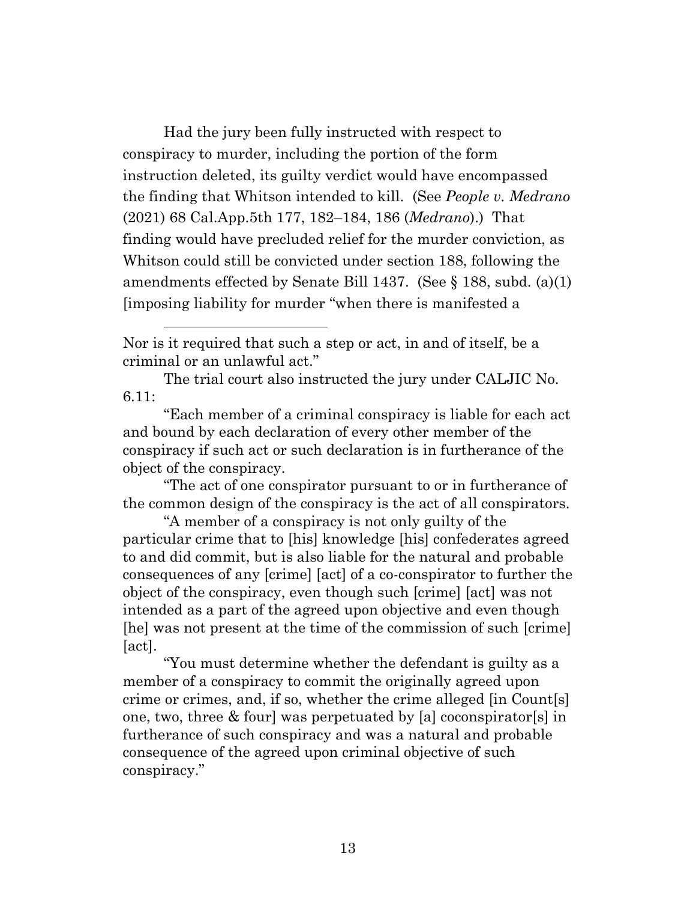Had the jury been fully instructed with respect to conspiracy to murder, including the portion of the form instruction deleted, its guilty verdict would have encompassed the finding that Whitson intended to kill. (See *People v. Medrano* (2021) 68 Cal.App.5th 177, 182–184, 186 (*Medrano*).) That finding would have precluded relief for the murder conviction, as Whitson could still be convicted under section 188, following the amendments effected by Senate Bill 1437. (See § 188, subd. (a)(1) [imposing liability for murder "when there is manifested a

---

Nor is it required that such a step or act, in and of itself, be a criminal or an unlawful act."

The trial court also instructed the jury under CALJIC No. 6.11:

"Each member of a criminal conspiracy is liable for each act and bound by each declaration of every other member of the conspiracy if such act or such declaration is in furtherance of the object of the conspiracy.

"The act of one conspirator pursuant to or in furtherance of the common design of the conspiracy is the act of all conspirators.

"A member of a conspiracy is not only guilty of the particular crime that to [his] knowledge [his] confederates agreed to and did commit, but is also liable for the natural and probable consequences of any [crime] [act] of a co-conspirator to further the object of the conspiracy, even though such [crime] [act] was not intended as a part of the agreed upon objective and even though [he] was not present at the time of the commission of such [crime] [act].

"You must determine whether the defendant is guilty as a member of a conspiracy to commit the originally agreed upon crime or crimes, and, if so, whether the crime alleged [in Count[s] one, two, three & four] was perpetuated by [a] coconspirator[s] in furtherance of such conspiracy and was a natural and probable consequence of the agreed upon criminal objective of such conspiracy."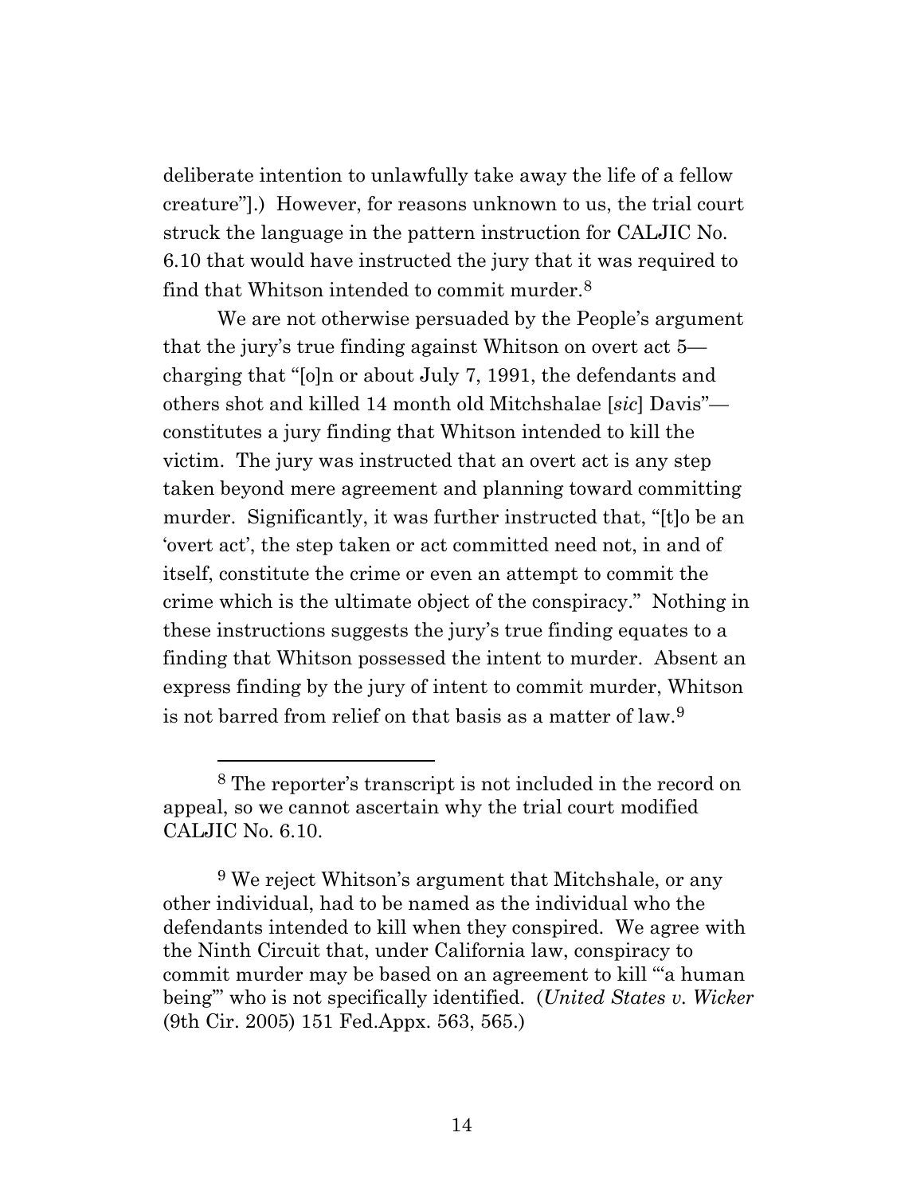deliberate intention to unlawfully take away the life of a fellow creature"].) However, for reasons unknown to us, the trial court struck the language in the pattern instruction for CALJIC No. 6.10 that would have instructed the jury that it was required to find that Whitson intended to commit murder.[8]

We are not otherwise persuaded by the People's argument that the jury's true finding against Whitson on overt act 5—charging that "[o]n or about July 7, 1991, the defendants and others shot and killed 14 month old Mitchshalae [*sic*] Davis"—constitutes a jury finding that Whitson intended to kill the victim. The jury was instructed that an overt act is any step taken beyond mere agreement and planning toward committing murder. Significantly, it was further instructed that, "[t]o be an 'overt act', the step taken or act committed need not, in and of itself, constitute the crime or even an attempt to commit the crime which is the ultimate object of the conspiracy." Nothing in these instructions suggests the jury's true finding equates to a finding that Whitson possessed the intent to murder. Absent an express finding by the jury of intent to commit murder, Whitson is not barred from relief on that basis as a matter of law.[9]

---

[8] The reporter's transcript is not included in the record on appeal, so we cannot ascertain why the trial court modified CALJIC No. 6.10.

[9] We reject Whitson's argument that Mitchshale, or any other individual, had to be named as the individual who the defendants intended to kill when they conspired. We agree with the Ninth Circuit that, under California law, conspiracy to commit murder may be based on an agreement to kill "'a human being'" who is not specifically identified. (*United States v. Wicker* (9th Cir. 2005) 151 Fed.Appx. 563, 565.)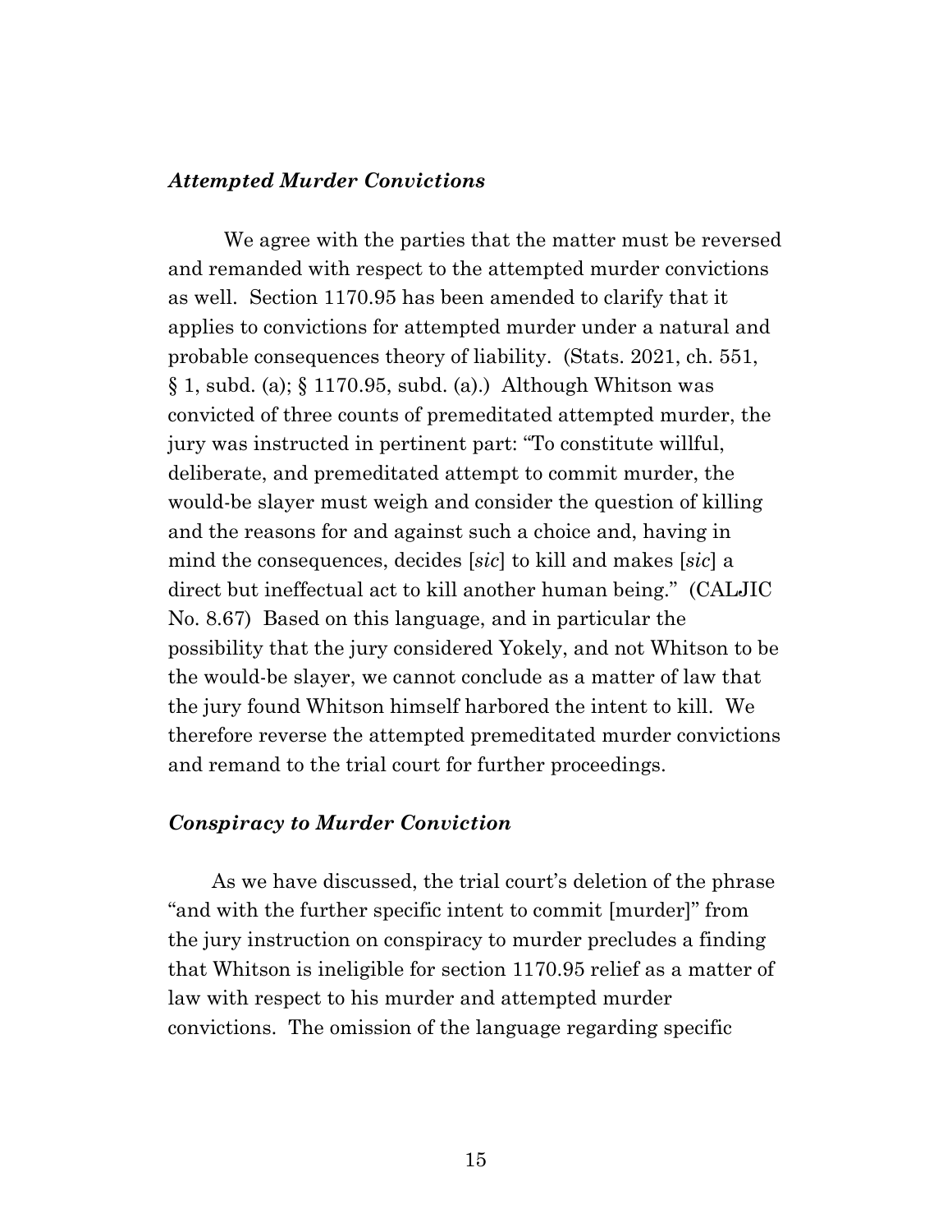### *Attempted Murder Convictions*

We agree with the parties that the matter must be reversed and remanded with respect to the attempted murder convictions as well. Section 1170.95 has been amended to clarify that it applies to convictions for attempted murder under a natural and probable consequences theory of liability. (Stats. 2021, ch. 551, § 1, subd. (a); § 1170.95, subd. (a).) Although Whitson was convicted of three counts of premeditated attempted murder, the jury was instructed in pertinent part: "To constitute willful, deliberate, and premeditated attempt to commit murder, the would-be slayer must weigh and consider the question of killing and the reasons for and against such a choice and, having in mind the consequences, decides [*sic*] to kill and makes [*sic*] a direct but ineffectual act to kill another human being." (CALJIC No. 8.67) Based on this language, and in particular the possibility that the jury considered Yokely, and not Whitson to be the would-be slayer, we cannot conclude as a matter of law that the jury found Whitson himself harbored the intent to kill. We therefore reverse the attempted premeditated murder convictions and remand to the trial court for further proceedings.

### *Conspiracy to Murder Conviction*

As we have discussed, the trial court's deletion of the phrase "and with the further specific intent to commit [murder]" from the jury instruction on conspiracy to murder precludes a finding that Whitson is ineligible for section 1170.95 relief as a matter of law with respect to his murder and attempted murder convictions. The omission of the language regarding specific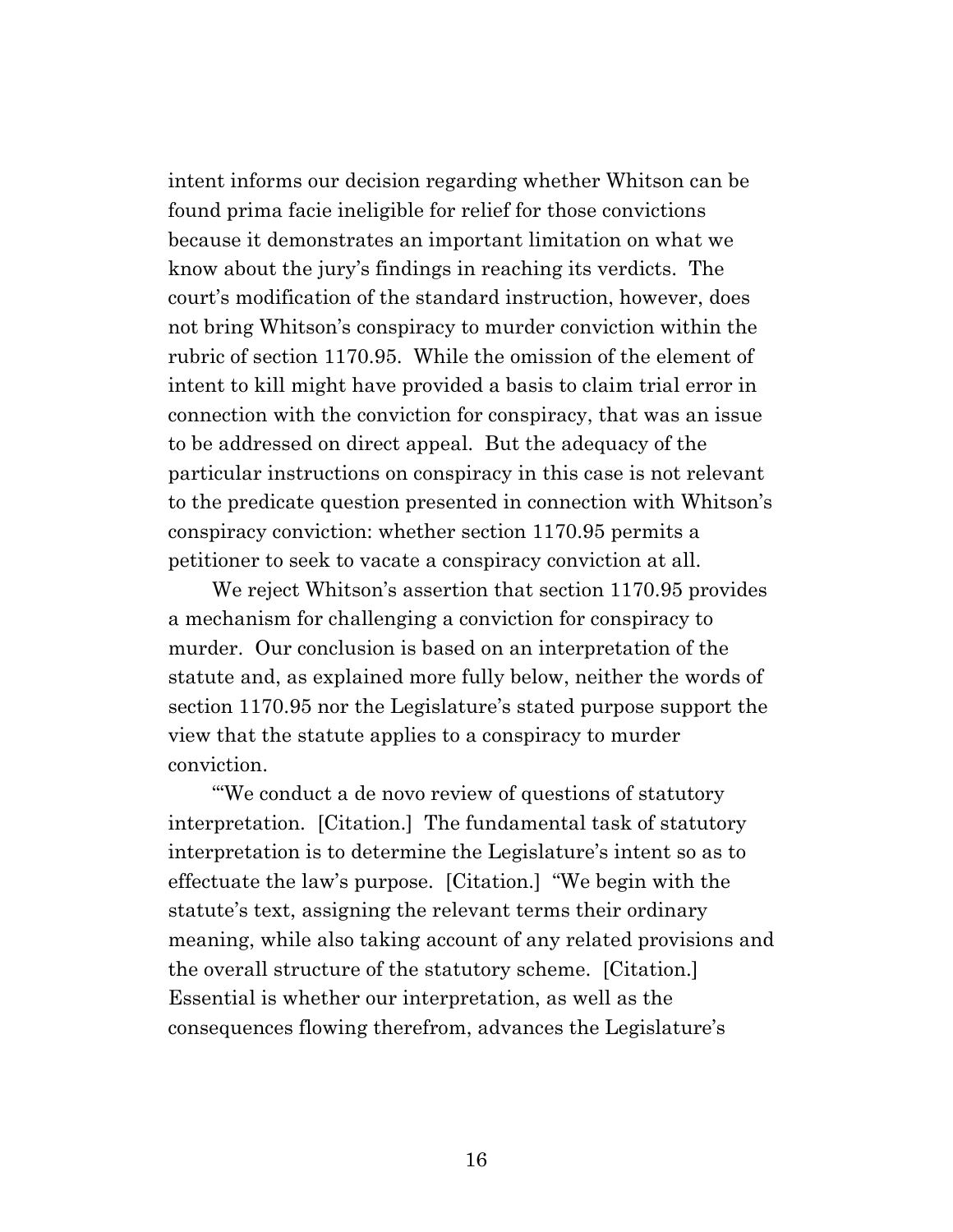intent informs our decision regarding whether Whitson can be found prima facie ineligible for relief for those convictions because it demonstrates an important limitation on what we know about the jury's findings in reaching its verdicts. The court's modification of the standard instruction, however, does not bring Whitson's conspiracy to murder conviction within the rubric of section 1170.95. While the omission of the element of intent to kill might have provided a basis to claim trial error in connection with the conviction for conspiracy, that was an issue to be addressed on direct appeal. But the adequacy of the particular instructions on conspiracy in this case is not relevant to the predicate question presented in connection with Whitson's conspiracy conviction: whether section 1170.95 permits a petitioner to seek to vacate a conspiracy conviction at all.

We reject Whitson's assertion that section 1170.95 provides a mechanism for challenging a conviction for conspiracy to murder. Our conclusion is based on an interpretation of the statute and, as explained more fully below, neither the words of section 1170.95 nor the Legislature's stated purpose support the view that the statute applies to a conspiracy to murder conviction.

"'We conduct a de novo review of questions of statutory interpretation. [Citation.] The fundamental task of statutory interpretation is to determine the Legislature's intent so as to effectuate the law's purpose. [Citation.] "We begin with the statute's text, assigning the relevant terms their ordinary meaning, while also taking account of any related provisions and the overall structure of the statutory scheme. [Citation.] Essential is whether our interpretation, as well as the consequences flowing therefrom, advances the Legislature's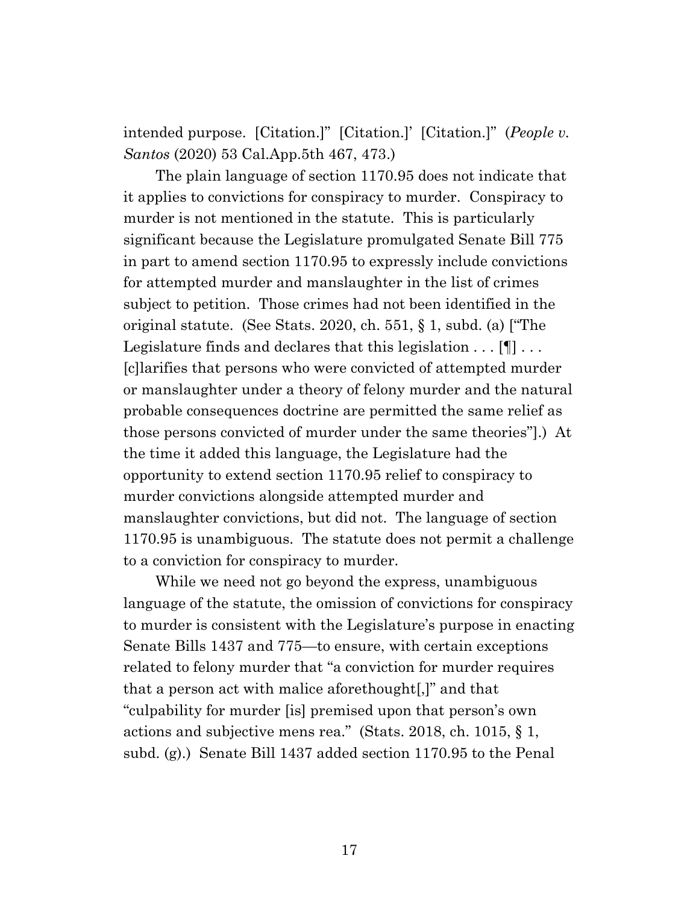intended purpose. [Citation.]" [Citation.]' [Citation.]" (*People v. Santos* (2020) 53 Cal.App.5th 467, 473.)

The plain language of section 1170.95 does not indicate that it applies to convictions for conspiracy to murder. Conspiracy to murder is not mentioned in the statute. This is particularly significant because the Legislature promulgated Senate Bill 775 in part to amend section 1170.95 to expressly include convictions for attempted murder and manslaughter in the list of crimes subject to petition. Those crimes had not been identified in the original statute. (See Stats. 2020, ch. 551, § 1, subd. (a) ["The Legislature finds and declares that this legislation . . . [¶] . . . [c]larifies that persons who were convicted of attempted murder or manslaughter under a theory of felony murder and the natural probable consequences doctrine are permitted the same relief as those persons convicted of murder under the same theories"].) At the time it added this language, the Legislature had the opportunity to extend section 1170.95 relief to conspiracy to murder convictions alongside attempted murder and manslaughter convictions, but did not. The language of section 1170.95 is unambiguous. The statute does not permit a challenge to a conviction for conspiracy to murder.

While we need not go beyond the express, unambiguous language of the statute, the omission of convictions for conspiracy to murder is consistent with the Legislature's purpose in enacting Senate Bills 1437 and 775—to ensure, with certain exceptions related to felony murder that "a conviction for murder requires that a person act with malice aforethought[,]" and that "culpability for murder [is] premised upon that person's own actions and subjective mens rea." (Stats. 2018, ch. 1015, § 1, subd. (g).) Senate Bill 1437 added section 1170.95 to the Penal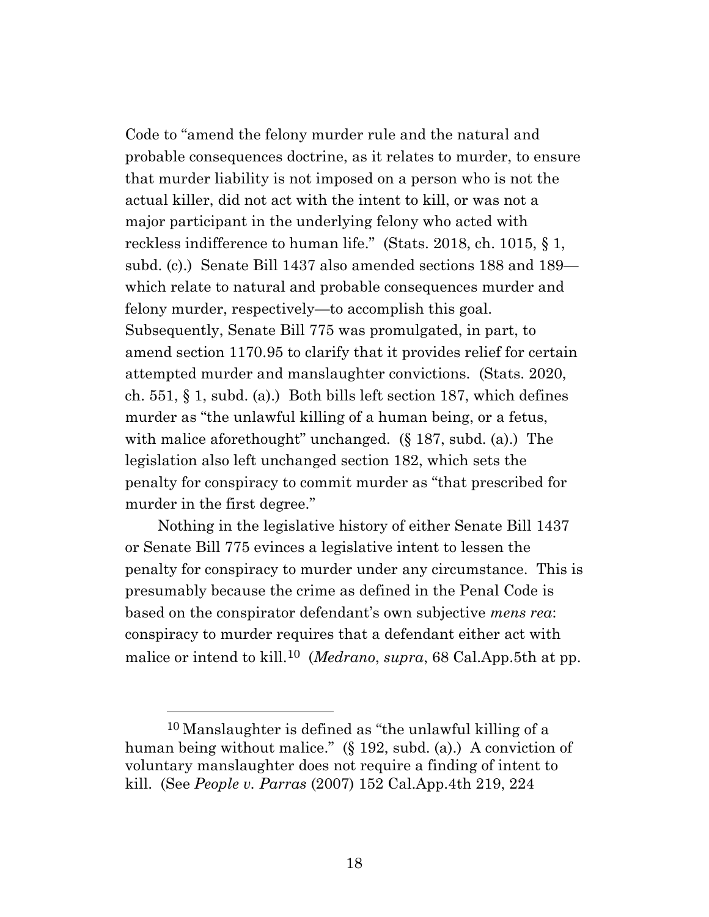Code to "amend the felony murder rule and the natural and probable consequences doctrine, as it relates to murder, to ensure that murder liability is not imposed on a person who is not the actual killer, did not act with the intent to kill, or was not a major participant in the underlying felony who acted with reckless indifference to human life." (Stats. 2018, ch. 1015, § 1, subd. (c).) Senate Bill 1437 also amended sections 188 and 189—which relate to natural and probable consequences murder and felony murder, respectively—to accomplish this goal. Subsequently, Senate Bill 775 was promulgated, in part, to amend section 1170.95 to clarify that it provides relief for certain attempted murder and manslaughter convictions. (Stats. 2020, ch. 551, § 1, subd. (a).) Both bills left section 187, which defines murder as "the unlawful killing of a human being, or a fetus, with malice aforethought" unchanged. (§ 187, subd. (a).) The legislation also left unchanged section 182, which sets the penalty for conspiracy to commit murder as "that prescribed for murder in the first degree."

Nothing in the legislative history of either Senate Bill 1437 or Senate Bill 775 evinces a legislative intent to lessen the penalty for conspiracy to murder under any circumstance. This is presumably because the crime as defined in the Penal Code is based on the conspirator defendant's own subjective *mens rea*: conspiracy to murder requires that a defendant either act with malice or intend to kill.[10] (*Medrano*, *supra*, 68 Cal.App.5th at pp.

---

[10] Manslaughter is defined as "the unlawful killing of a human being without malice." (§ 192, subd. (a).) A conviction of voluntary manslaughter does not require a finding of intent to kill. (See *People v. Parras* (2007) 152 Cal.App.4th 219, 224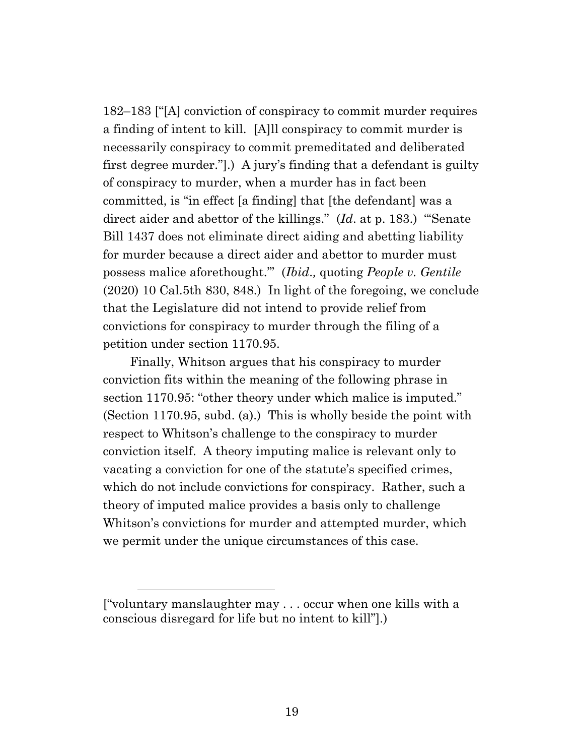182–183 ["[A] conviction of conspiracy to commit murder requires a finding of intent to kill. [A]ll conspiracy to commit murder is necessarily conspiracy to commit premeditated and deliberated first degree murder."].) A jury's finding that a defendant is guilty of conspiracy to murder, when a murder has in fact been committed, is "in effect [a finding] that [the defendant] was a direct aider and abettor of the killings." (*Id*. at p. 183.) "'Senate Bill 1437 does not eliminate direct aiding and abetting liability for murder because a direct aider and abettor to murder must possess malice aforethought.'" (*Ibid.,* quoting *People v. Gentile* (2020) 10 Cal.5th 830, 848.) In light of the foregoing, we conclude that the Legislature did not intend to provide relief from convictions for conspiracy to murder through the filing of a petition under section 1170.95.

Finally, Whitson argues that his conspiracy to murder conviction fits within the meaning of the following phrase in section 1170.95: "other theory under which malice is imputed." (Section 1170.95, subd. (a).) This is wholly beside the point with respect to Whitson's challenge to the conspiracy to murder conviction itself. A theory imputing malice is relevant only to vacating a conviction for one of the statute's specified crimes, which do not include convictions for conspiracy. Rather, such a theory of imputed malice provides a basis only to challenge Whitson's convictions for murder and attempted murder, which we permit under the unique circumstances of this case.

---

["voluntary manslaughter may . . . occur when one kills with a conscious disregard for life but no intent to kill"].)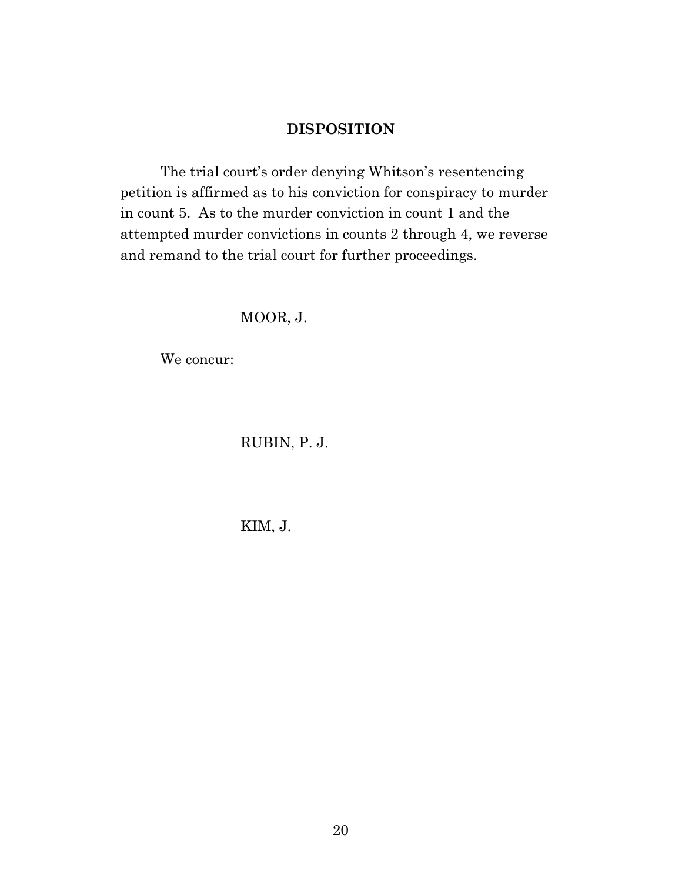## DISPOSITION

The trial court's order denying Whitson's resentencing petition is affirmed as to his conviction for conspiracy to murder in count 5. As to the murder conviction in count 1 and the attempted murder convictions in counts 2 through 4, we reverse and remand to the trial court for further proceedings.

MOOR, J.

We concur:

RUBIN, P. J.

KIM, J.